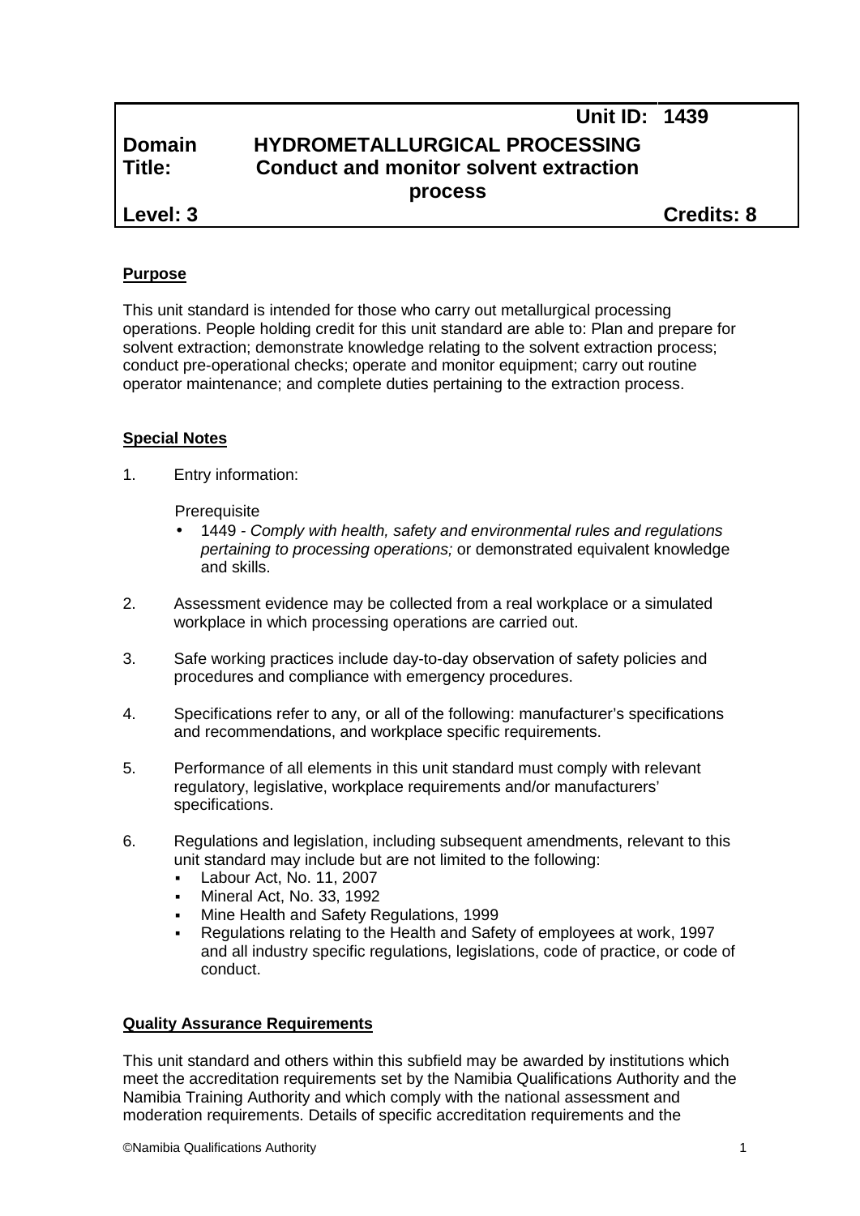| | | Unit ID: | 1439 |
|---|---|---|---|
| **Domain** | **HYDROMETALLURGICAL PROCESSING** | | |
| **Title:** | **Conduct and monitor solvent extraction process** | | |
| **Level: 3** | | | **Credits: 8** |

**Purpose**

This unit standard is intended for those who carry out metallurgical processing operations. People holding credit for this unit standard are able to: Plan and prepare for solvent extraction; demonstrate knowledge relating to the solvent extraction process; conduct pre-operational checks; operate and monitor equipment; carry out routine operator maintenance; and complete duties pertaining to the extraction process.

**Special Notes**

1. Entry information:

   Prerequisite
   - 1449 - *Comply with health, safety and environmental rules and regulations pertaining to processing operations;* or demonstrated equivalent knowledge and skills.

2. Assessment evidence may be collected from a real workplace or a simulated workplace in which processing operations are carried out.

3. Safe working practices include day-to-day observation of safety policies and procedures and compliance with emergency procedures.

4. Specifications refer to any, or all of the following: manufacturer's specifications and recommendations, and workplace specific requirements.

5. Performance of all elements in this unit standard must comply with relevant regulatory, legislative, workplace requirements and/or manufacturers' specifications.

6. Regulations and legislation, including subsequent amendments, relevant to this unit standard may include but are not limited to the following:
   - Labour Act, No. 11, 2007
   - Mineral Act, No. 33, 1992
   - Mine Health and Safety Regulations, 1999
   - Regulations relating to the Health and Safety of employees at work, 1997 and all industry specific regulations, legislations, code of practice, or code of conduct.

**Quality Assurance Requirements**

This unit standard and others within this subfield may be awarded by institutions which meet the accreditation requirements set by the Namibia Qualifications Authority and the Namibia Training Authority and which comply with the national assessment and moderation requirements. Details of specific accreditation requirements and the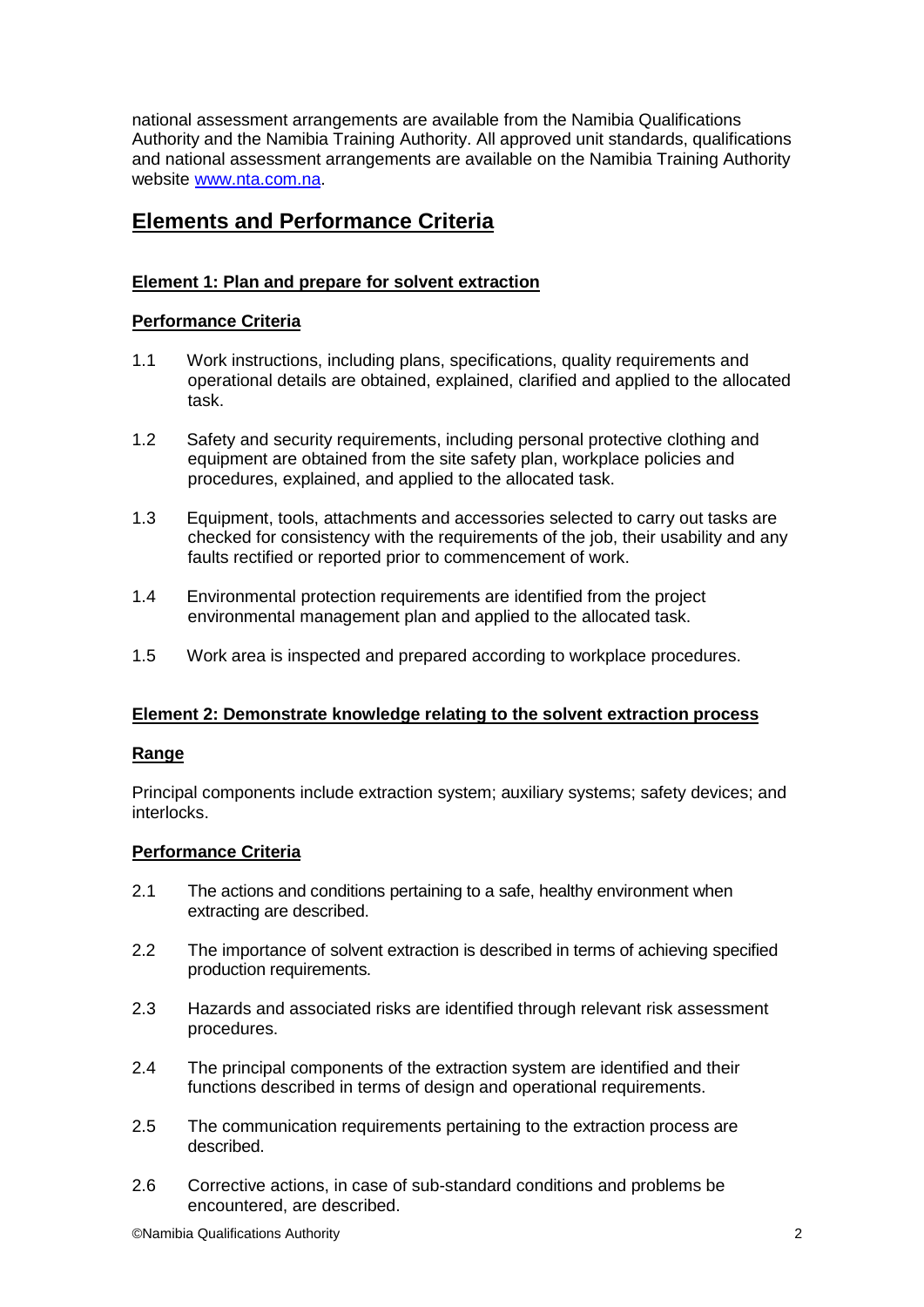national assessment arrangements are available from the Namibia Qualifications Authority and the Namibia Training Authority. All approved unit standards, qualifications and national assessment arrangements are available on the Namibia Training Authority website [www.nta.com.na](http://www.nta.com.na).

## Elements and Performance Criteria

### Element 1: Plan and prepare for solvent extraction

#### Performance Criteria

1.1 Work instructions, including plans, specifications, quality requirements and operational details are obtained, explained, clarified and applied to the allocated task.

1.2 Safety and security requirements, including personal protective clothing and equipment are obtained from the site safety plan, workplace policies and procedures, explained, and applied to the allocated task.

1.3 Equipment, tools, attachments and accessories selected to carry out tasks are checked for consistency with the requirements of the job, their usability and any faults rectified or reported prior to commencement of work.

1.4 Environmental protection requirements are identified from the project environmental management plan and applied to the allocated task.

1.5 Work area is inspected and prepared according to workplace procedures.

### Element 2: Demonstrate knowledge relating to the solvent extraction process

#### Range

Principal components include extraction system; auxiliary systems; safety devices; and interlocks.

#### Performance Criteria

2.1 The actions and conditions pertaining to a safe, healthy environment when extracting are described.

2.2 The importance of solvent extraction is described in terms of achieving specified production requirements.

2.3 Hazards and associated risks are identified through relevant risk assessment procedures.

2.4 The principal components of the extraction system are identified and their functions described in terms of design and operational requirements.

2.5 The communication requirements pertaining to the extraction process are described.

2.6 Corrective actions, in case of sub-standard conditions and problems be encountered, are described.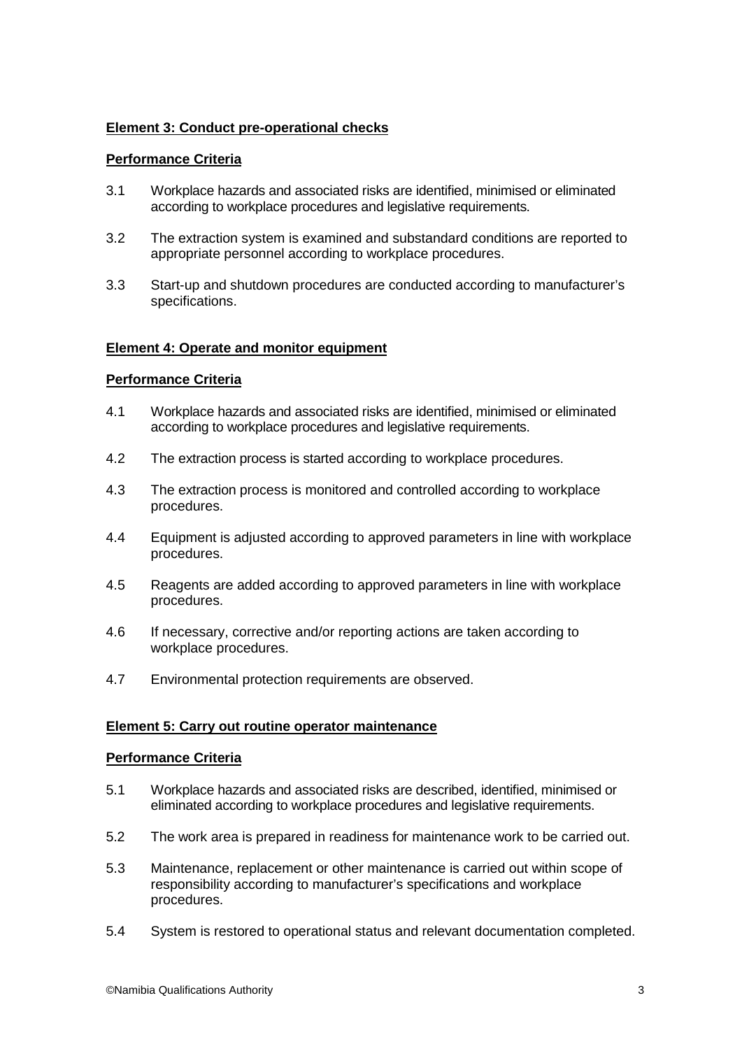**Element 3: Conduct pre-operational checks**

**Performance Criteria**

3.1 Workplace hazards and associated risks are identified, minimised or eliminated according to workplace procedures and legislative requirements.

3.2 The extraction system is examined and substandard conditions are reported to appropriate personnel according to workplace procedures.

3.3 Start-up and shutdown procedures are conducted according to manufacturer's specifications.

**Element 4: Operate and monitor equipment**

**Performance Criteria**

4.1 Workplace hazards and associated risks are identified, minimised or eliminated according to workplace procedures and legislative requirements.

4.2 The extraction process is started according to workplace procedures.

4.3 The extraction process is monitored and controlled according to workplace procedures.

4.4 Equipment is adjusted according to approved parameters in line with workplace procedures.

4.5 Reagents are added according to approved parameters in line with workplace procedures.

4.6 If necessary, corrective and/or reporting actions are taken according to workplace procedures.

4.7 Environmental protection requirements are observed.

**Element 5: Carry out routine operator maintenance**

**Performance Criteria**

5.1 Workplace hazards and associated risks are described, identified, minimised or eliminated according to workplace procedures and legislative requirements.

5.2 The work area is prepared in readiness for maintenance work to be carried out.

5.3 Maintenance, replacement or other maintenance is carried out within scope of responsibility according to manufacturer's specifications and workplace procedures.

5.4 System is restored to operational status and relevant documentation completed.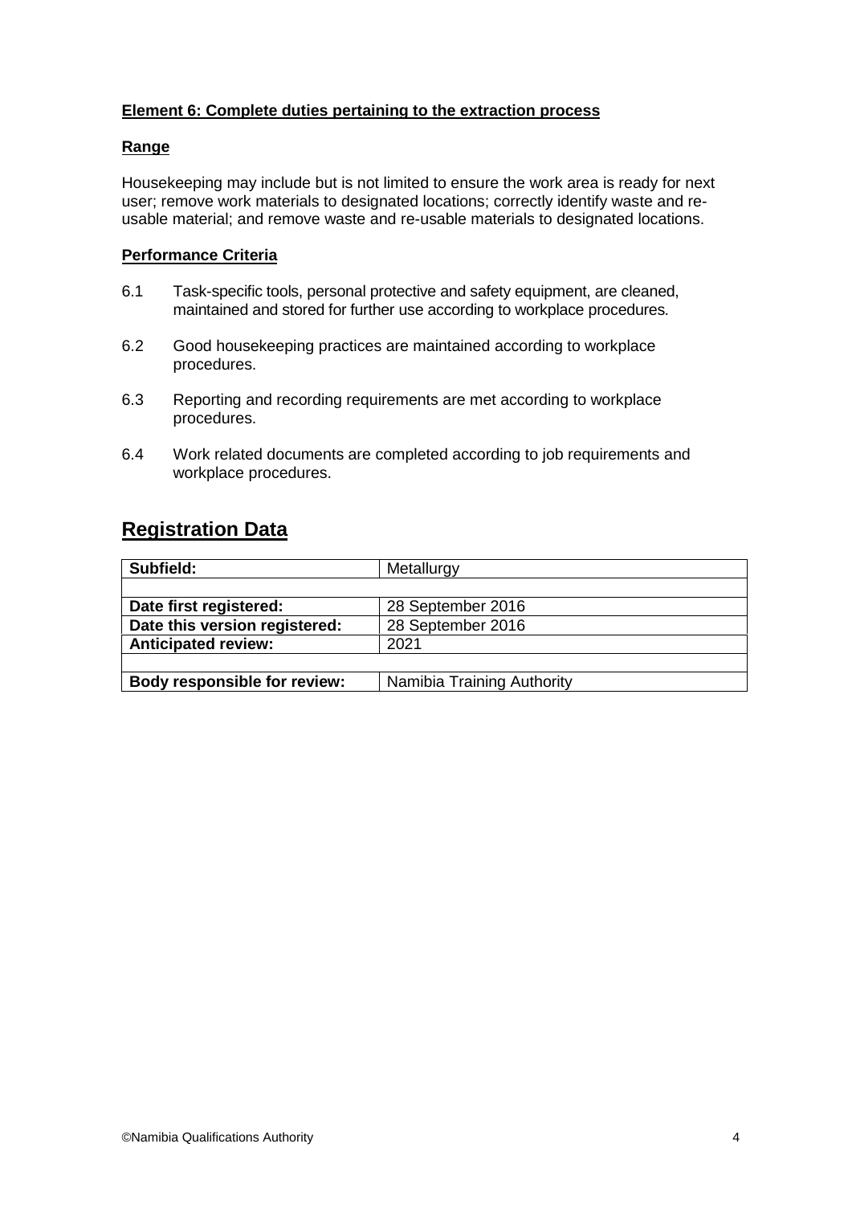**Element 6: Complete duties pertaining to the extraction process**

**Range**

Housekeeping may include but is not limited to ensure the work area is ready for next user; remove work materials to designated locations; correctly identify waste and re-usable material; and remove waste and re-usable materials to designated locations.

**Performance Criteria**

6.1 Task-specific tools, personal protective and safety equipment, are cleaned, maintained and stored for further use according to workplace procedures.

6.2 Good housekeeping practices are maintained according to workplace procedures.

6.3 Reporting and recording requirements are met according to workplace procedures.

6.4 Work related documents are completed according to job requirements and workplace procedures.

## Registration Data

| | |
|---|---|
| **Subfield:** | Metallurgy |
| | |
| **Date first registered:** | 28 September 2016 |
| **Date this version registered:** | 28 September 2016 |
| **Anticipated review:** | 2021 |
| | |
| **Body responsible for review:** | Namibia Training Authority |

©Namibia Qualifications Authority